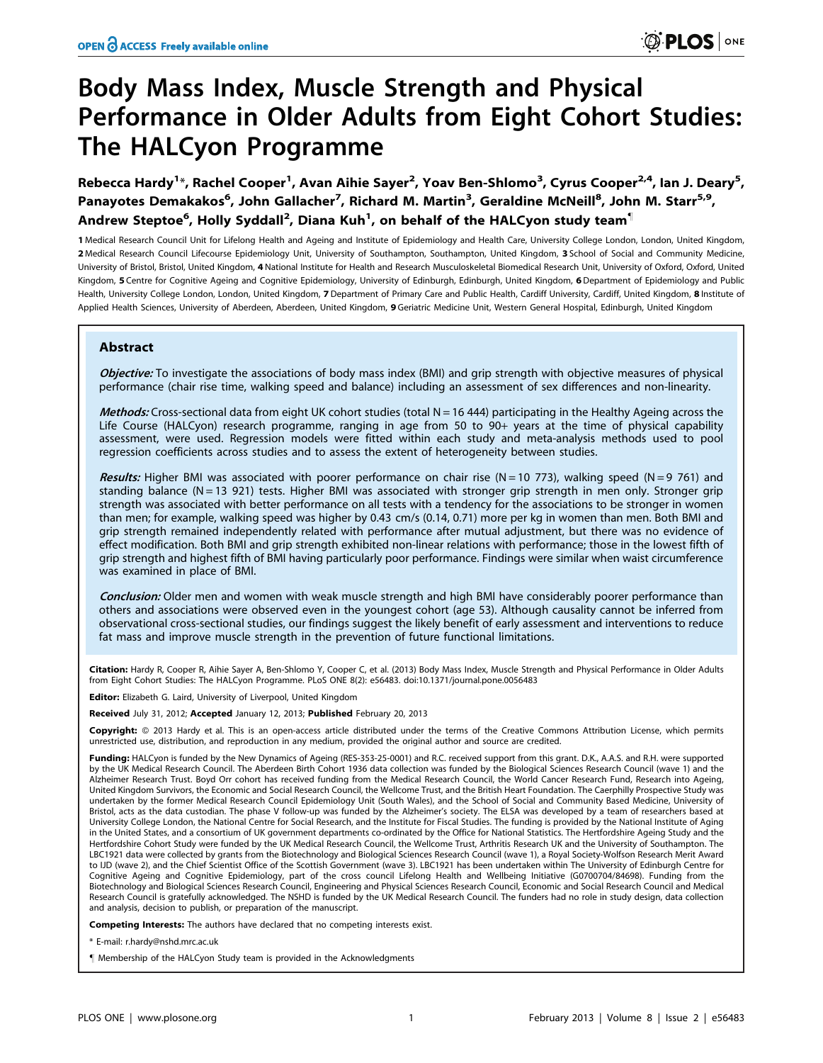# Body Mass Index, Muscle Strength and Physical Performance in Older Adults from Eight Cohort Studies: The HALCyon Programme

Rebecca Hardy[1]*, Rachel Cooper[1], Avan Aihie Sayer[2], Yoav Ben-Shlomo[3], Cyrus Cooper[2,4], Ian J. Deary[5], Panayotes Demakakos[6], John Gallacher[7], Richard M. Martin[3], Geraldine McNeill[8], John M. Starr[5,9], Andrew Steptoe[6], Holly Syddall[2], Diana Kuh[1], on behalf of the HALCyon study team¶

1 Medical Research Council Unit for Lifelong Health and Ageing and Institute of Epidemiology and Health Care, University College London, London, United Kingdom, 2 Medical Research Council Lifecourse Epidemiology Unit, University of Southampton, Southampton, United Kingdom, 3 School of Social and Community Medicine, University of Bristol, Bristol, United Kingdom, 4 National Institute for Health and Research Musculoskeletal Biomedical Research Unit, University of Oxford, Oxford, United Kingdom, 5 Centre for Cognitive Ageing and Cognitive Epidemiology, University of Edinburgh, Edinburgh, United Kingdom, 6 Department of Epidemiology and Public Health, University College London, London, United Kingdom, 7 Department of Primary Care and Public Health, Cardiff University, Cardiff, United Kingdom, 8 Institute of Applied Health Sciences, University of Aberdeen, Aberdeen, United Kingdom, 9 Geriatric Medicine Unit, Western General Hospital, Edinburgh, United Kingdom

## Abstract

***Objective:*** To investigate the associations of body mass index (BMI) and grip strength with objective measures of physical performance (chair rise time, walking speed and balance) including an assessment of sex differences and non-linearity.

***Methods:*** Cross-sectional data from eight UK cohort studies (total N = 16 444) participating in the Healthy Ageing across the Life Course (HALCyon) research programme, ranging in age from 50 to 90+ years at the time of physical capability assessment, were used. Regression models were fitted within each study and meta-analysis methods used to pool regression coefficients across studies and to assess the extent of heterogeneity between studies.

***Results:*** Higher BMI was associated with poorer performance on chair rise (N = 10 773), walking speed (N = 9 761) and standing balance (N = 13 921) tests. Higher BMI was associated with stronger grip strength in men only. Stronger grip strength was associated with better performance on all tests with a tendency for the associations to be stronger in women than men; for example, walking speed was higher by 0.43 cm/s (0.14, 0.71) more per kg in women than men. Both BMI and grip strength remained independently related with performance after mutual adjustment, but there was no evidence of effect modification. Both BMI and grip strength exhibited non-linear relations with performance; those in the lowest fifth of grip strength and highest fifth of BMI having particularly poor performance. Findings were similar when waist circumference was examined in place of BMI.

***Conclusion:*** Older men and women with weak muscle strength and high BMI have considerably poorer performance than others and associations were observed even in the youngest cohort (age 53). Although causality cannot be inferred from observational cross-sectional studies, our findings suggest the likely benefit of early assessment and interventions to reduce fat mass and improve muscle strength in the prevention of future functional limitations.

**Citation:** Hardy R, Cooper R, Aihie Sayer A, Ben-Shlomo Y, Cooper C, et al. (2013) Body Mass Index, Muscle Strength and Physical Performance in Older Adults from Eight Cohort Studies: The HALCyon Programme. PLoS ONE 8(2): e56483. doi:10.1371/journal.pone.0056483

**Editor:** Elizabeth G. Laird, University of Liverpool, United Kingdom

**Received** July 31, 2012; **Accepted** January 12, 2013; **Published** February 20, 2013

**Copyright:** © 2013 Hardy et al. This is an open-access article distributed under the terms of the Creative Commons Attribution License, which permits unrestricted use, distribution, and reproduction in any medium, provided the original author and source are credited.

**Funding:** HALCyon is funded by the New Dynamics of Ageing (RES-353-25-0001) and R.C. received support from this grant. D.K., A.A.S. and R.H. were supported by the UK Medical Research Council. The Aberdeen Birth Cohort 1936 data collection was funded by the Biological Sciences Research Council (wave 1) and the Alzheimer Research Trust. Boyd Orr cohort has received funding from the Medical Research Council, the World Cancer Research Fund, Research into Ageing, United Kingdom Survivors, the Economic and Social Research Council, the Wellcome Trust, and the British Heart Foundation. The Caerphilly Prospective Study was undertaken by the former Medical Research Council Epidemiology Unit (South Wales), and the School of Social and Community Based Medicine, University of Bristol, acts as the data custodian. The phase V follow-up was funded by the Alzheimer's society. The ELSA was developed by a team of researchers based at University College London, the National Centre for Social Research, and the Institute for Fiscal Studies. The funding is provided by the National Institute of Aging in the United States, and a consortium of UK government departments co-ordinated by the Office for National Statistics. The Hertfordshire Ageing Study and the Hertfordshire Cohort Study were funded by the UK Medical Research Council, the Wellcome Trust, Arthritis Research UK and the University of Southampton. The LBC1921 data were collected by grants from the Biotechnology and Biological Sciences Research Council (wave 1), a Royal Society-Wolfson Research Merit Award to IJD (wave 2), and the Chief Scientist Office of the Scottish Government (wave 3). LBC1921 has been undertaken within The University of Edinburgh Centre for Cognitive Ageing and Cognitive Epidemiology, part of the cross council Lifelong Health and Wellbeing Initiative (G0700704/84698). Funding from the Biotechnology and Biological Sciences Research Council, Engineering and Physical Sciences Research Council, Economic and Social Research Council and Medical Research Council is gratefully acknowledged. The NSHD is funded by the UK Medical Research Council. The funders had no role in study design, data collection and analysis, decision to publish, or preparation of the manuscript.

**Competing Interests:** The authors have declared that no competing interests exist.

\* E-mail: r.hardy@nshd.mrc.ac.uk

¶ Membership of the HALCyon Study team is provided in the Acknowledgments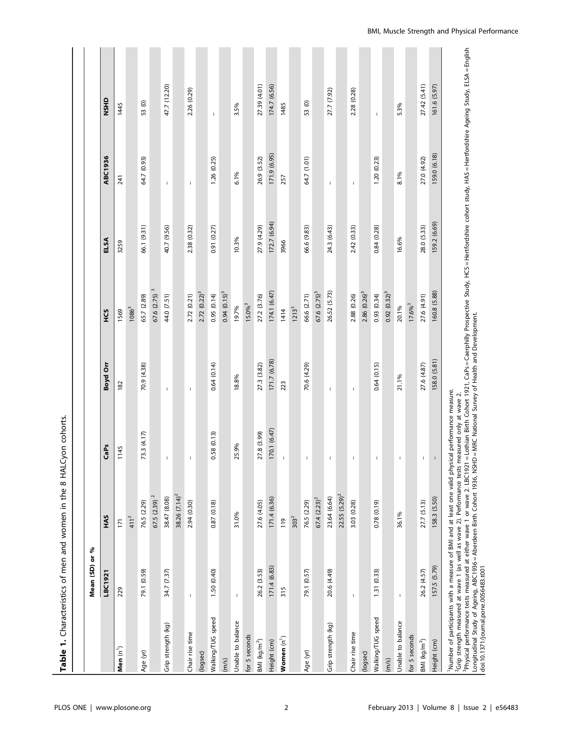**Table 1.** Characteristics of men and women in the 8 HALCyon cohorts.

| | Mean (SD) or % | | | | | | | |
|---|---|---|---|---|---|---|---|---|
| | LBC1921 | HAS | CaPs | Boyd Orr | HCS | ELSA | ABC1936 | NSHD |
| **Men** (n[1]) | 229 | 171<br>411[2] | 1145 | 182 | 1569<br>1086[3] | 3259 | 241 | 1445 |
| Age (yr) | 79.1 (0.59) | 76.5 (2.29)<br>67.5 (2.39)[2] | 73.3 (4.17) | 70.9 (4.38) | 65.7 (2.89)<br>67.6 (2.75)[3] | 66.1 (9.31) | 64.7 (0.93) | 53 (0) |
| Grip strength (kg) | 34.7 (7.37) | 38.47 (8.08)<br>38.26 (7.14)[2] | – | – | 44.0 (7.51) | 40.7 (9.56) | – | 47.7 (12.20) |
| Chair rise time (logsec) | – | 2.94 (0.30) | – | – | 2.72 (0.21)<br>2.72 (0.22)[3] | 2.38 (0.32) | – | 2.26 (0.29) |
| Walking/TUG speed (m/s) | 1.50 (0.40) | 0.87 (0.18) | 0.58 (0.13) | 0.64 (0.14) | 0.95 (0.14)<br>0.94 (0.15)[3] | 0.91 (0.27) | 1.26 (0.25) | – |
| Unable to balance for 5 seconds | – | 31.0% | 25.9% | 18.8% | 19.7%<br>15.0%[3] | 10.3% | 6.1% | 3.5% |
| BMI (kg/m$^2$) | 26.2 (3.53) | 27.6 (4.05) | 27.8 (3.99) | 27.3 (3.82) | 27.2 (3.76) | 27.9 (4.29) | 26.9 (3.52) | 27.39 (4.01) |
| Height (cm) | 171.4 (6.83) | 171.4 (6.36) | 170.1 (6.47) | 171.7 (6.78) | 174.1 (6.47) | 172.7 (6.94) | 171.9 (6.95) | 174.7 (6.56) |
| **Women** (n[1]) | 315 | 119<br>303[2] | – | 223 | 1414<br>1213[3] | 3966 | 257 | 1485 |
| Age (yr) | 79.1 (0.57) | 76.5 (2.29)<br>67.4 (2.23)[2] | – | 70.6 (4.29) | 66.6 (2.71)<br>67.6 (2.75)[3] | 66.6 (9.83) | 64.7 (1.01) | 53 (0) |
| Grip strength (kg) | 20.6 (4.49) | 23.64 (6.64)<br>22.55 (5.29)[2] | – | – | 26.52 (5.73) | 24.3 (6.43) | – | 27.7 (7.92) |
| Chair rise time (logsec) | – | 3.03 (0.28) | – | – | 2.88 (0.26)<br>2.86 (0.26)[3] | 2.42 (0.33) | – | 2.28 (0.28) |
| Walking/TUG speed (m/s) | 1.31 (0.33) | 0.78 (0.19) | – | 0.64 (0.15) | 0.93 (0.34)<br>0.92 (0.32)[3] | 0.84 (0.28) | 1.20 (0.23) | – |
| Unable to balance for 5 seconds | – | 36.1% | – | 21.1% | 20.1%<br>17.6%[3] | 16.6% | 8.1% | 5.3% |
| BMI (kg/m$^2$) | 26.2 (4.57) | 27.7 (5.13) | – | 27.6 (4.87) | 27.6 (4.91) | 28.0 (5.33) | 27.0 (4.92) | 27.42 (5.41) |
| Height (cm) | 157.5 (5.79) | 158.3 (5.50) | – | 158.0 (5.81) | 160.8 (5.88) | 159.2 (6.69) | 159.0 (6.18) | 161.6 (5.97) |

[1]Number of participants with a measure of BMI and at least one valid physical performance measure.
[2]Grip strength measured at wave 1 (as well as wave 2). Performance tests measured only at wave 2.
[3]Physical performance tests measured at either wave 1 or wave 2. LBC1921 = Lothian Birth Cohort 1921, CaPs = Caerphilly Prospective Study, HCS = Hertfordshire cohort study, HAS = Hertfordshire Ageing Study, ELSA = English Longitudinal Study of Ageing, ABC1936 = Aberdeen Birth Cohort 1936, NSHD = MRC National Survey of Health and Development.
doi:10.1371/journal.pone.0056483.t001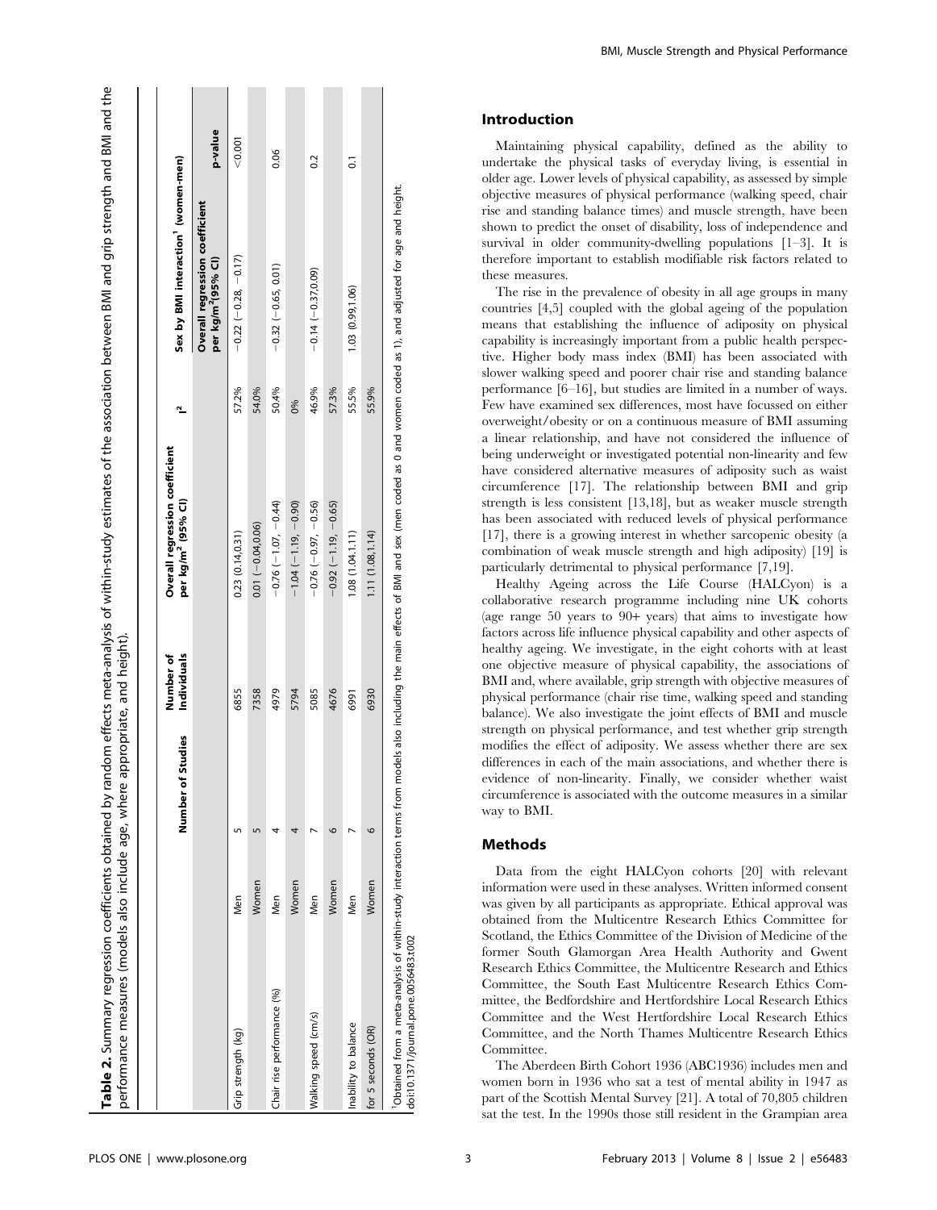**Table 2.** Summary regression coefficients obtained by random effects meta-analysis of within-study estimates of the association between BMI and grip strength and BMI and the performance measures (models also include age, where appropriate, and height).

| | | Number of Studies | Number of Individuals | Overall regression coefficient per kg/m$^2$ (95% CI) | I$^2$ | Sex by BMI interaction[1] (women-men) | |
|---|---|---|---|---|---|---|---|
| | | | | | | Overall regression coefficient per kg/m$^2$(95% CI) | p-value |
| Grip strength (kg) | Men | 5 | 6855 | 0.23 (0.14,0.31) | 57.2% | −0.22 (−0.28, −0.17) | <0.001 |
| | Women | 5 | 7358 | 0.01 (−0.04,0.06) | 54.0% | | |
| Chair rise performance (%) | Men | 4 | 4979 | −0.76 (−1.07, −0.44) | 50.4% | −0.32 (−0.65, 0.01) | 0.06 |
| | Women | 4 | 5794 | −1.04 (−1.19, −0.90) | 0% | | |
| Walking speed (cm/s) | Men | 7 | 5085 | −0.76 (−0.97, −0.56) | 46.9% | −0.14 (−0.37,0.09) | 0.2 |
| | Women | 6 | 4676 | −0.92 (−1.19, −0.65) | 57.3% | | |
| Inability to balance | Men | 7 | 6991 | 1.08 (1.04,1.11) | 55.5% | 1.03 (0.99,1.06) | 0.1 |
| for 5 seconds (OR) | Women | 6 | 6930 | 1.11 (1.08,1.14) | 55.9% | | |

[1]Obtained from a meta-analysis of within-study interaction terms from models also including the main effects of BMI and sex (men coded as 0 and women coded as 1), and adjusted for age and height.
doi:10.1371/journal.pone.0056483.t002

## Introduction

Maintaining physical capability, defined as the ability to undertake the physical tasks of everyday living, is essential in older age. Lower levels of physical capability, as assessed by simple objective measures of physical performance (walking speed, chair rise and standing balance times) and muscle strength, have been shown to predict the onset of disability, loss of independence and survival in older community-dwelling populations [1–3]. It is therefore important to establish modifiable risk factors related to these measures.

The rise in the prevalence of obesity in all age groups in many countries [4,5] coupled with the global ageing of the population means that establishing the influence of adiposity on physical capability is increasingly important from a public health perspective. Higher body mass index (BMI) has been associated with slower walking speed and poorer chair rise and standing balance performance [6–16], but studies are limited in a number of ways. Few have examined sex differences, most have focussed on either overweight/obesity or on a continuous measure of BMI assuming a linear relationship, and have not considered the influence of being underweight or investigated potential non-linearity and few have considered alternative measures of adiposity such as waist circumference [17]. The relationship between BMI and grip strength is less consistent [13,18], but as weaker muscle strength has been associated with reduced levels of physical performance [17], there is a growing interest in whether sarcopenic obesity (a combination of weak muscle strength and high adiposity) [19] is particularly detrimental to physical performance [7,19].

Healthy Ageing across the Life Course (HALCyon) is a collaborative research programme including nine UK cohorts (age range 50 years to 90+ years) that aims to investigate how factors across life influence physical capability and other aspects of healthy ageing. We investigate, in the eight cohorts with at least one objective measure of physical capability, the associations of BMI and, where available, grip strength with objective measures of physical performance (chair rise time, walking speed and standing balance). We also investigate the joint effects of BMI and muscle strength on physical performance, and test whether grip strength modifies the effect of adiposity. We assess whether there are sex differences in each of the main associations, and whether there is evidence of non-linearity. Finally, we consider whether waist circumference is associated with the outcome measures in a similar way to BMI.

## Methods

Data from the eight HALCyon cohorts [20] with relevant information were used in these analyses. Written informed consent was given by all participants as appropriate. Ethical approval was obtained from the Multicentre Research Ethics Committee for Scotland, the Ethics Committee of the Division of Medicine of the former South Glamorgan Area Health Authority and Gwent Research Ethics Committee, the Multicentre Research and Ethics Committee, the South East Multicentre Research Ethics Committee, the Bedfordshire and Hertfordshire Local Research Ethics Committee and the West Hertfordshire Local Research Ethics Committee, and the North Thames Multicentre Research Ethics Committee.

The Aberdeen Birth Cohort 1936 (ABC1936) includes men and women born in 1936 who sat a test of mental ability in 1947 as part of the Scottish Mental Survey [21]. A total of 70,805 children sat the test. In the 1990s those still resident in the Grampian area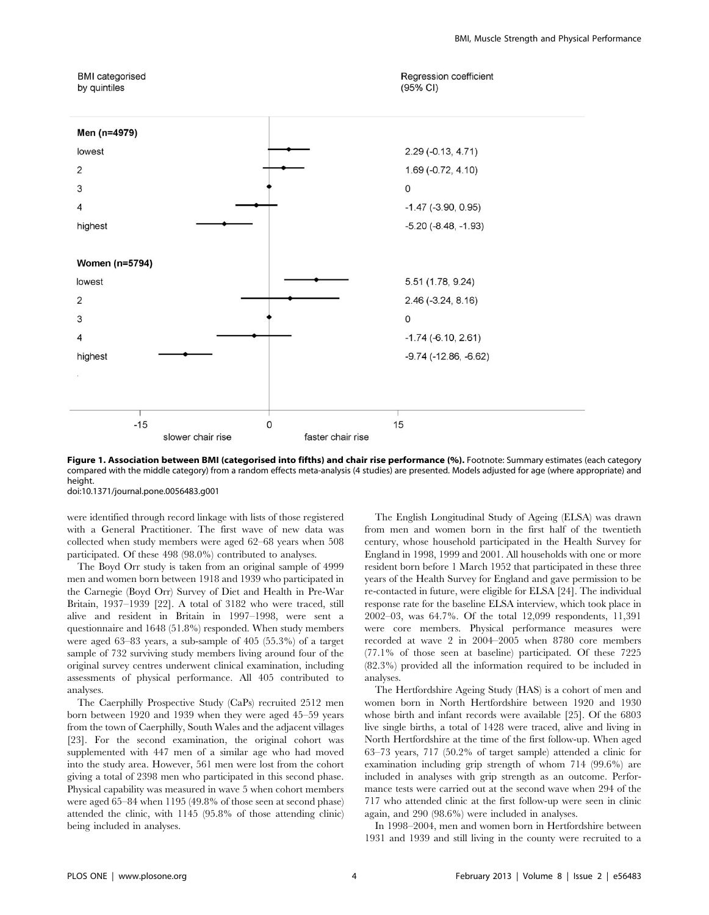| BMI categorised by quintiles | Regression coefficient (95% CI) |
| --- | --- |
| **Men (n=4979)** | |
| lowest | 2.29 (-0.13, 4.71) |
| 2 | 1.69 (-0.72, 4.10) |
| 3 | 0 |
| 4 | -1.47 (-3.90, 0.95) |
| highest | -5.20 (-8.48, -1.93) |
| **Women (n=5794)** | |
| lowest | 5.51 (1.78, 9.24) |
| 2 | 2.46 (-3.24, 8.16) |
| 3 | 0 |
| 4 | -1.74 (-6.10, 2.61) |
| highest | -9.74 (-12.86, -6.62) |

-15 slower chair rise 0 faster chair rise 15

**Figure 1. Association between BMI (categorised into fifths) and chair rise performance (%).** Footnote: Summary estimates (each category compared with the middle category) from a random effects meta-analysis (4 studies) are presented. Models adjusted for age (where appropriate) and height.
doi:10.1371/journal.pone.0056483.g001

were identified through record linkage with lists of those registered with a General Practitioner. The first wave of new data was collected when study members were aged 62–68 years when 508 participated. Of these 498 (98.0%) contributed to analyses.

The Boyd Orr study is taken from an original sample of 4999 men and women born between 1918 and 1939 who participated in the Carnegie (Boyd Orr) Survey of Diet and Health in Pre-War Britain, 1937–1939 [22]. A total of 3182 who were traced, still alive and resident in Britain in 1997–1998, were sent a questionnaire and 1648 (51.8%) responded. When study members were aged 63–83 years, a sub-sample of 405 (55.3%) of a target sample of 732 surviving study members living around four of the original survey centres underwent clinical examination, including assessments of physical performance. All 405 contributed to analyses.

The Caerphilly Prospective Study (CaPs) recruited 2512 men born between 1920 and 1939 when they were aged 45–59 years from the town of Caerphilly, South Wales and the adjacent villages [23]. For the second examination, the original cohort was supplemented with 447 men of a similar age who had moved into the study area. However, 561 men were lost from the cohort giving a total of 2398 men who participated in this second phase. Physical capability was measured in wave 5 when cohort members were aged 65–84 when 1195 (49.8% of those seen at second phase) attended the clinic, with 1145 (95.8% of those attending clinic) being included in analyses.

The English Longitudinal Study of Ageing (ELSA) was drawn from men and women born in the first half of the twentieth century, whose household participated in the Health Survey for England in 1998, 1999 and 2001. All households with one or more resident born before 1 March 1952 that participated in these three years of the Health Survey for England and gave permission to be re-contacted in future, were eligible for ELSA [24]. The individual response rate for the baseline ELSA interview, which took place in 2002–03, was 64.7%. Of the total 12,099 respondents, 11,391 were core members. Physical performance measures were recorded at wave 2 in 2004–2005 when 8780 core members (77.1% of those seen at baseline) participated. Of these 7225 (82.3%) provided all the information required to be included in analyses.

The Hertfordshire Ageing Study (HAS) is a cohort of men and women born in North Hertfordshire between 1920 and 1930 whose birth and infant records were available [25]. Of the 6803 live single births, a total of 1428 were traced, alive and living in North Hertfordshire at the time of the first follow-up. When aged 63–73 years, 717 (50.2% of target sample) attended a clinic for examination including grip strength of whom 714 (99.6%) are included in analyses with grip strength as an outcome. Performance tests were carried out at the second wave when 294 of the 717 who attended clinic at the first follow-up were seen in clinic again, and 290 (98.6%) were included in analyses.

In 1998–2004, men and women born in Hertfordshire between 1931 and 1939 and still living in the county were recruited to a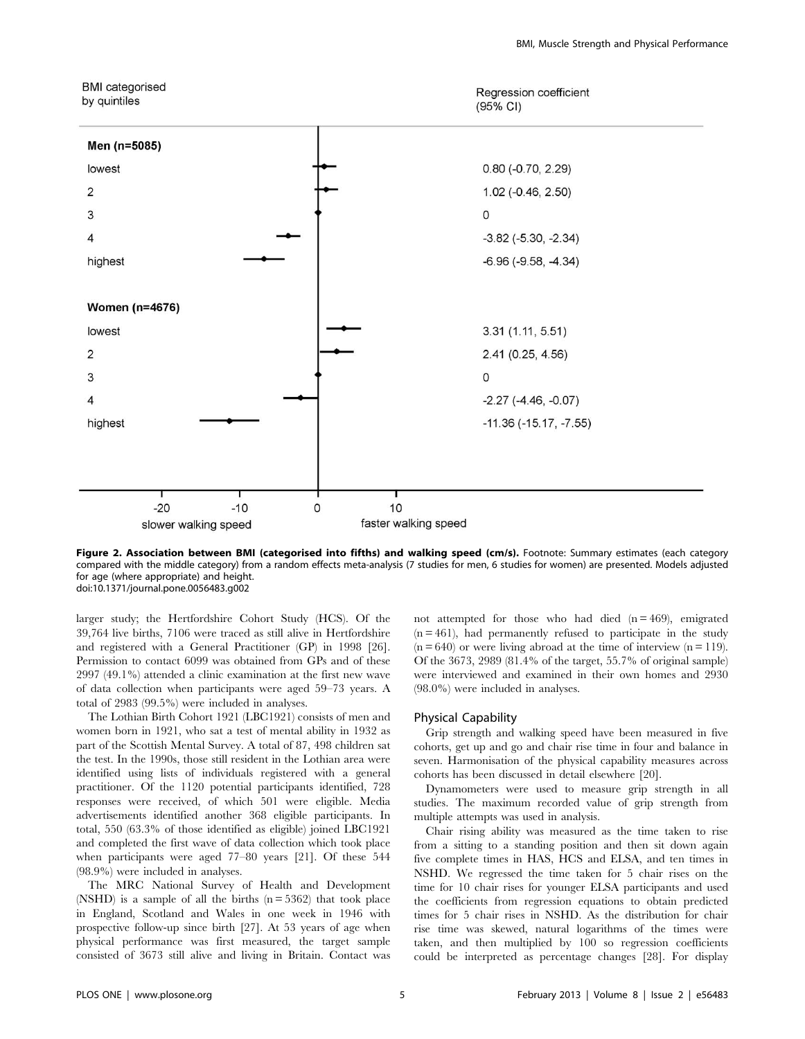| BMI categorised by quintiles | Regression coefficient (95% CI) |
|---|---|
| **Men (n=5085)** | |
| lowest | 0.80 (-0.70, 2.29) |
| 2 | 1.02 (-0.46, 2.50) |
| 3 | 0 |
| 4 | -3.82 (-5.30, -2.34) |
| highest | -6.96 (-9.58, -4.34) |
| **Women (n=4676)** | |
| lowest | 3.31 (1.11, 5.51) |
| 2 | 2.41 (0.25, 4.56) |
| 3 | 0 |
| 4 | -2.27 (-4.46, -0.07) |
| highest | -11.36 (-15.17, -7.55) |

**Figure 2. Association between BMI (categorised into fifths) and walking speed (cm/s).** Footnote: Summary estimates (each category compared with the middle category) from a random effects meta-analysis (7 studies for men, 6 studies for women) are presented. Models adjusted for age (where appropriate) and height.
doi:10.1371/journal.pone.0056483.g002

larger study; the Hertfordshire Cohort Study (HCS). Of the 39,764 live births, 7106 were traced as still alive in Hertfordshire and registered with a General Practitioner (GP) in 1998 [26]. Permission to contact 6099 was obtained from GPs and of these 2997 (49.1%) attended a clinic examination at the first new wave of data collection when participants were aged 59–73 years. A total of 2983 (99.5%) were included in analyses.

The Lothian Birth Cohort 1921 (LBC1921) consists of men and women born in 1921, who sat a test of mental ability in 1932 as part of the Scottish Mental Survey. A total of 87, 498 children sat the test. In the 1990s, those still resident in the Lothian area were identified using lists of individuals registered with a general practitioner. Of the 1120 potential participants identified, 728 responses were received, of which 501 were eligible. Media advertisements identified another 368 eligible participants. In total, 550 (63.3% of those identified as eligible) joined LBC1921 and completed the first wave of data collection which took place when participants were aged 77–80 years [21]. Of these 544 (98.9%) were included in analyses.

The MRC National Survey of Health and Development (NSHD) is a sample of all the births (n = 5362) that took place in England, Scotland and Wales in one week in 1946 with prospective follow-up since birth [27]. At 53 years of age when physical performance was first measured, the target sample consisted of 3673 still alive and living in Britain. Contact was not attempted for those who had died (n = 469), emigrated (n = 461), had permanently refused to participate in the study (n = 640) or were living abroad at the time of interview (n = 119). Of the 3673, 2989 (81.4% of the target, 55.7% of original sample) were interviewed and examined in their own homes and 2930 (98.0%) were included in analyses.

## Physical Capability

Grip strength and walking speed have been measured in five cohorts, get up and go and chair rise time in four and balance in seven. Harmonisation of the physical capability measures across cohorts has been discussed in detail elsewhere [20].

Dynamometers were used to measure grip strength in all studies. The maximum recorded value of grip strength from multiple attempts was used in analysis.

Chair rising ability was measured as the time taken to rise from a sitting to a standing position and then sit down again five complete times in HAS, HCS and ELSA, and ten times in NSHD. We regressed the time taken for 5 chair rises on the time for 10 chair rises for younger ELSA participants and used the coefficients from regression equations to obtain predicted times for 5 chair rises in NSHD. As the distribution for chair rise time was skewed, natural logarithms of the times were taken, and then multiplied by 100 so regression coefficients could be interpreted as percentage changes [28]. For display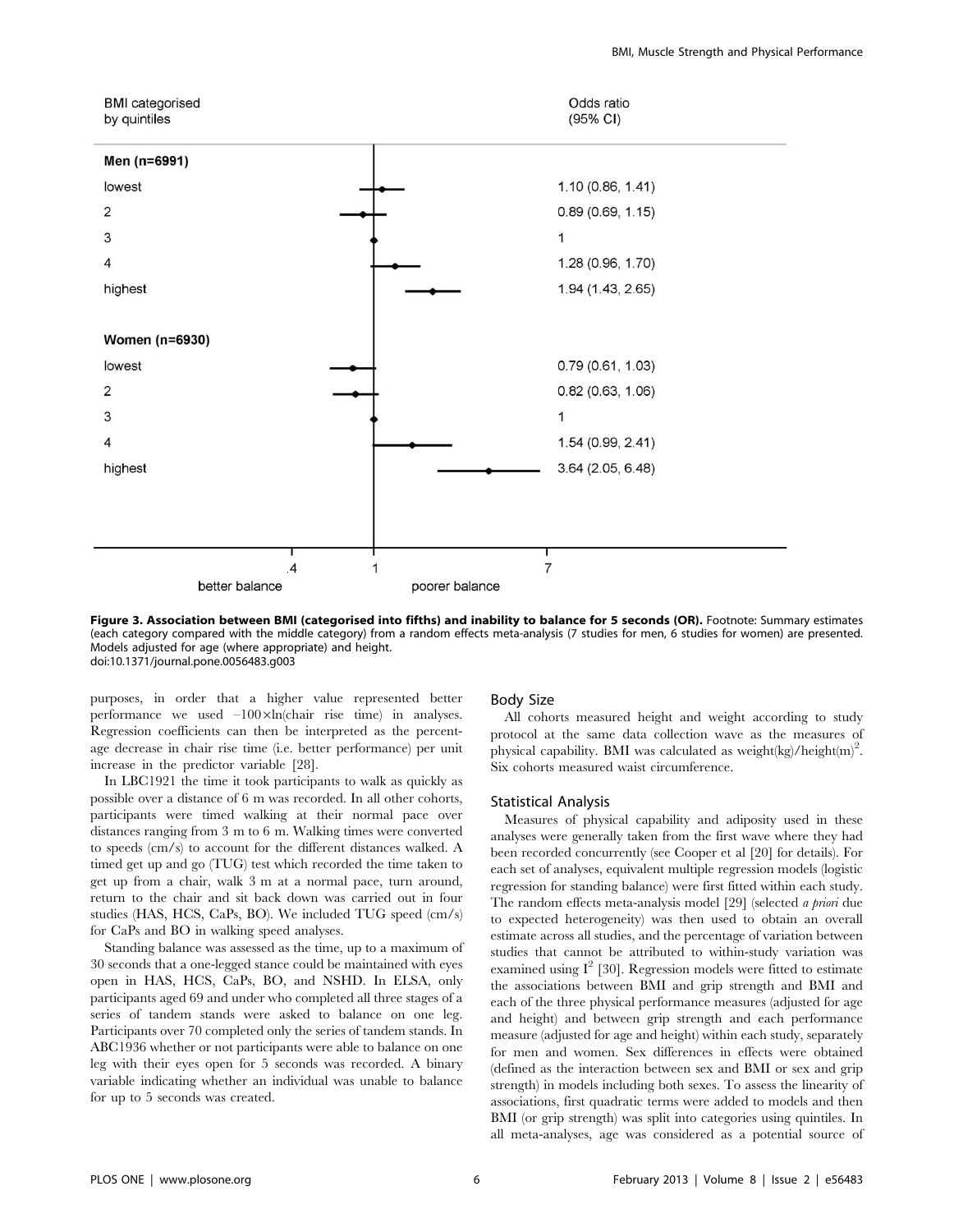| BMI categorised by quintiles | Odds ratio (95% CI) |
| --- | --- |
| **Men (n=6991)** | |
| lowest | 1.10 (0.86, 1.41) |
| 2 | 0.89 (0.69, 1.15) |
| 3 | 1 |
| 4 | 1.28 (0.96, 1.70) |
| highest | 1.94 (1.43, 2.65) |
| **Women (n=6930)** | |
| lowest | 0.79 (0.61, 1.03) |
| 2 | 0.82 (0.63, 1.06) |
| 3 | 1 |
| 4 | 1.54 (0.99, 2.41) |
| highest | 3.64 (2.05, 6.48) |

.4 1 7

better balance poorer balance

**Figure 3. Association between BMI (categorised into fifths) and inability to balance for 5 seconds (OR).** Footnote: Summary estimates (each category compared with the middle category) from a random effects meta-analysis (7 studies for men, 6 studies for women) are presented. Models adjusted for age (where appropriate) and height.
doi:10.1371/journal.pone.0056483.g003

purposes, in order that a higher value represented better performance we used $-100\times\ln$(chair rise time) in analyses. Regression coefficients can then be interpreted as the percentage decrease in chair rise time (i.e. better performance) per unit increase in the predictor variable [28].

In LBC1921 the time it took participants to walk as quickly as possible over a distance of 6 m was recorded. In all other cohorts, participants were timed walking at their normal pace over distances ranging from 3 m to 6 m. Walking times were converted to speeds (cm/s) to account for the different distances walked. A timed get up and go (TUG) test which recorded the time taken to get up from a chair, walk 3 m at a normal pace, turn around, return to the chair and sit back down was carried out in four studies (HAS, HCS, CaPs, BO). We included TUG speed (cm/s) for CaPs and BO in walking speed analyses.

Standing balance was assessed as the time, up to a maximum of 30 seconds that a one-legged stance could be maintained with eyes open in HAS, HCS, CaPs, BO, and NSHD. In ELSA, only participants aged 69 and under who completed all three stages of a series of tandem stands were asked to balance on one leg. Participants over 70 completed only the series of tandem stands. In ABC1936 whether or not participants were able to balance on one leg with their eyes open for 5 seconds was recorded. A binary variable indicating whether an individual was unable to balance for up to 5 seconds was created.

### Body Size

All cohorts measured height and weight according to study protocol at the same data collection wave as the measures of physical capability. BMI was calculated as weight(kg)/height(m)$^2$. Six cohorts measured waist circumference.

### Statistical Analysis

Measures of physical capability and adiposity used in these analyses were generally taken from the first wave where they had been recorded concurrently (see Cooper et al [20] for details). For each set of analyses, equivalent multiple regression models (logistic regression for standing balance) were first fitted within each study. The random effects meta-analysis model [29] (selected *a priori* due to expected heterogeneity) was then used to obtain an overall estimate across all studies, and the percentage of variation between studies that cannot be attributed to within-study variation was examined using $I^2$ [30]. Regression models were fitted to estimate the associations between BMI and grip strength and BMI and each of the three physical performance measures (adjusted for age and height) and between grip strength and each performance measure (adjusted for age and height) within each study, separately for men and women. Sex differences in effects were obtained (defined as the interaction between sex and BMI or sex and grip strength) in models including both sexes. To assess the linearity of associations, first quadratic terms were added to models and then BMI (or grip strength) was split into categories using quintiles. In all meta-analyses, age was considered as a potential source of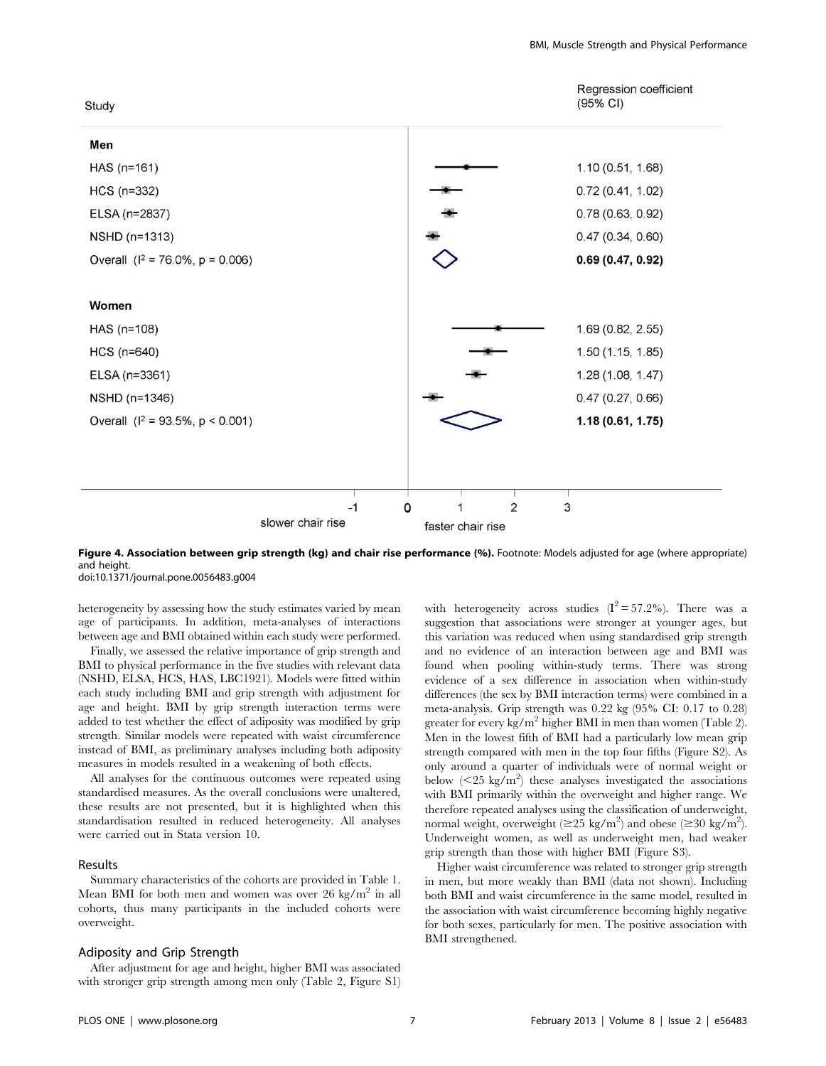| Study | Regression coefficient (95% CI) |
|---|---|
| **Men** | |
| HAS (n=161) | 1.10 (0.51, 1.68) |
| HCS (n=332) | 0.72 (0.41, 1.02) |
| ELSA (n=2837) | 0.78 (0.63, 0.92) |
| NSHD (n=1313) | 0.47 (0.34, 0.60) |
| Overall ($I^2$ = 76.0%, p = 0.006) | **0.69 (0.47, 0.92)** |
| **Women** | |
| HAS (n=108) | 1.69 (0.82, 2.55) |
| HCS (n=640) | 1.50 (1.15, 1.85) |
| ELSA (n=3361) | 1.28 (1.08, 1.47) |
| NSHD (n=1346) | 0.47 (0.27, 0.66) |
| Overall ($I^2$ = 93.5%, p < 0.001) | **1.18 (0.61, 1.75)** |

slower chair rise ← 0 → faster chair rise

**Figure 4. Association between grip strength (kg) and chair rise performance (%).** Footnote: Models adjusted for age (where appropriate) and height.
doi:10.1371/journal.pone.0056483.g004

heterogeneity by assessing how the study estimates varied by mean age of participants. In addition, meta-analyses of interactions between age and BMI obtained within each study were performed.

Finally, we assessed the relative importance of grip strength and BMI to physical performance in the five studies with relevant data (NSHD, ELSA, HCS, HAS, LBC1921). Models were fitted within each study including BMI and grip strength with adjustment for age and height. BMI by grip strength interaction terms were added to test whether the effect of adiposity was modified by grip strength. Similar models were repeated with waist circumference instead of BMI, as preliminary analyses including both adiposity measures in models resulted in a weakening of both effects.

All analyses for the continuous outcomes were repeated using standardised measures. As the overall conclusions were unaltered, these results are not presented, but it is highlighted when this standardisation resulted in reduced heterogeneity. All analyses were carried out in Stata version 10.

## Results

Summary characteristics of the cohorts are provided in Table 1. Mean BMI for both men and women was over 26 kg/m$^2$ in all cohorts, thus many participants in the included cohorts were overweight.

### Adiposity and Grip Strength

After adjustment for age and height, higher BMI was associated with stronger grip strength among men only (Table 2, Figure S1) with heterogeneity across studies ($I^2$ = 57.2%). There was a suggestion that associations were stronger at younger ages, but this variation was reduced when using standardised grip strength and no evidence of an interaction between age and BMI was found when pooling within-study terms. There was strong evidence of a sex difference in association when within-study differences (the sex by BMI interaction terms) were combined in a meta-analysis. Grip strength was 0.22 kg (95% CI: 0.17 to 0.28) greater for every kg/m$^2$ higher BMI in men than women (Table 2). Men in the lowest fifth of BMI had a particularly low mean grip strength compared with men in the top four fifths (Figure S2). As only around a quarter of individuals were of normal weight or below (<25 kg/m$^2$) these analyses investigated the associations with BMI primarily within the overweight and higher range. We therefore repeated analyses using the classification of underweight, normal weight, overweight (≥25 kg/m$^2$) and obese (≥30 kg/m$^2$). Underweight women, as well as underweight men, had weaker grip strength than those with higher BMI (Figure S3).

Higher waist circumference was related to stronger grip strength in men, but more weakly than BMI (data not shown). Including both BMI and waist circumference in the same model, resulted in the association with waist circumference becoming highly negative for both sexes, particularly for men. The positive association with BMI strengthened.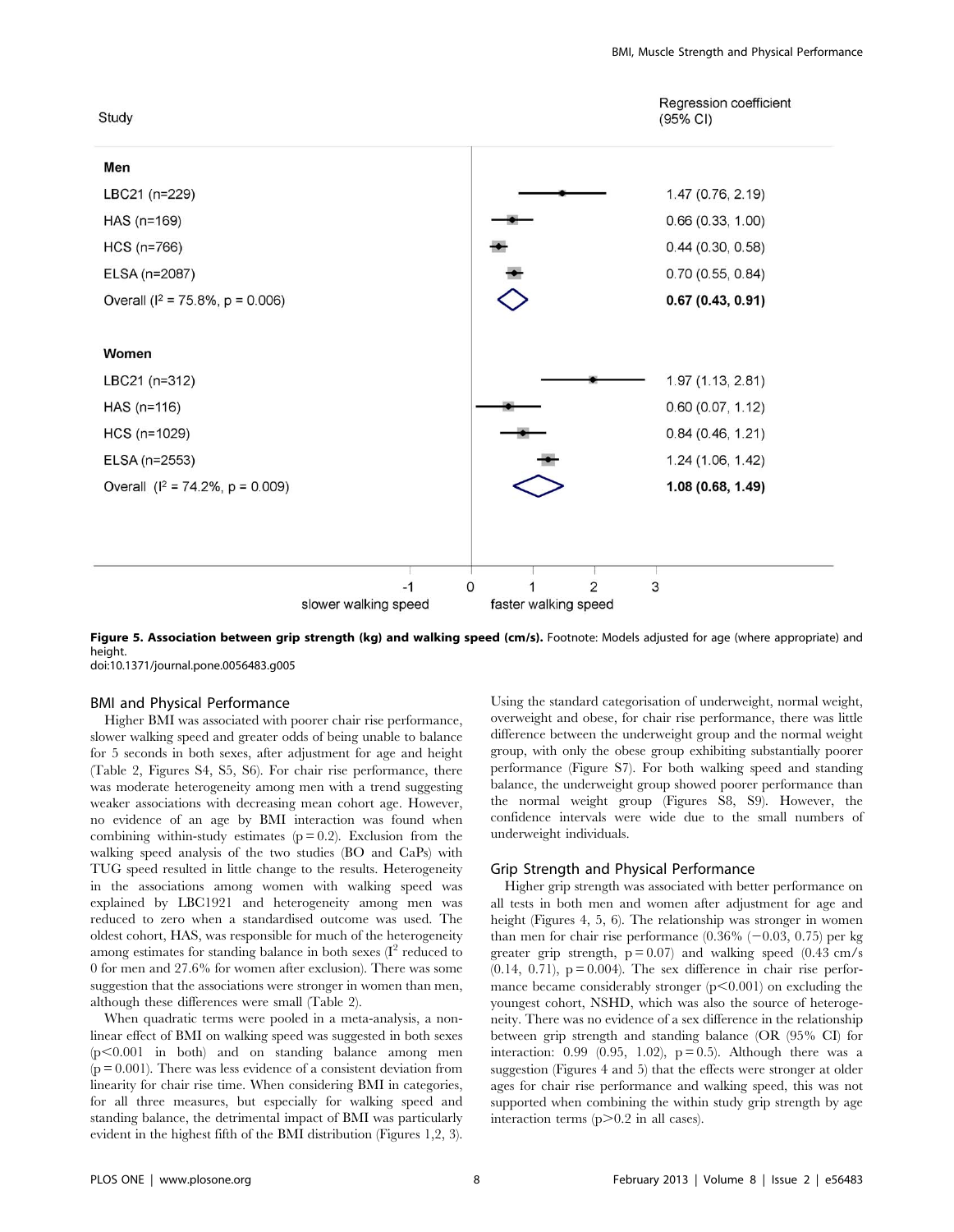| Study | Regression coefficient (95% CI) |
| --- | --- |
| **Men** | |
| LBC21 (n=229) | 1.47 (0.76, 2.19) |
| HAS (n=169) | 0.66 (0.33, 1.00) |
| HCS (n=766) | 0.44 (0.30, 0.58) |
| ELSA (n=2087) | 0.70 (0.55, 0.84) |
| Overall ($I^2$ = 75.8%, p = 0.006) | **0.67 (0.43, 0.91)** |
| **Women** | |
| LBC21 (n=312) | 1.97 (1.13, 2.81) |
| HAS (n=116) | 0.60 (0.07, 1.12) |
| HCS (n=1029) | 0.84 (0.46, 1.21) |
| ELSA (n=2553) | 1.24 (1.06, 1.42) |
| Overall ($I^2$ = 74.2%, p = 0.009) | **1.08 (0.68, 1.49)** |

slower walking speed ← → faster walking speed

**Figure 5. Association between grip strength (kg) and walking speed (cm/s).** Footnote: Models adjusted for age (where appropriate) and height.
doi:10.1371/journal.pone.0056483.g005

## BMI and Physical Performance

Higher BMI was associated with poorer chair rise performance, slower walking speed and greater odds of being unable to balance for 5 seconds in both sexes, after adjustment for age and height (Table 2, Figures S4, S5, S6). For chair rise performance, there was moderate heterogeneity among men with a trend suggesting weaker associations with decreasing mean cohort age. However, no evidence of an age by BMI interaction was found when combining within-study estimates ($p = 0.2$). Exclusion from the walking speed analysis of the two studies (BO and CaPs) with TUG speed resulted in little change to the results. Heterogeneity in the associations among women with walking speed was explained by LBC1921 and heterogeneity among men was reduced to zero when a standardised outcome was used. The oldest cohort, HAS, was responsible for much of the heterogeneity among estimates for standing balance in both sexes ($I^2$ reduced to 0 for men and 27.6% for women after exclusion). There was some suggestion that the associations were stronger in women than men, although these differences were small (Table 2).

When quadratic terms were pooled in a meta-analysis, a non-linear effect of BMI on walking speed was suggested in both sexes ($p<0.001$ in both) and on standing balance among men ($p = 0.001$). There was less evidence of a consistent deviation from linearity for chair rise time. When considering BMI in categories, for all three measures, but especially for walking speed and standing balance, the detrimental impact of BMI was particularly evident in the highest fifth of the BMI distribution (Figures 1,2, 3). Using the standard categorisation of underweight, normal weight, overweight and obese, for chair rise performance, there was little difference between the underweight group and the normal weight group, with only the obese group exhibiting substantially poorer performance (Figure S7). For both walking speed and standing balance, the underweight group showed poorer performance than the normal weight group (Figures S8, S9). However, the confidence intervals were wide due to the small numbers of underweight individuals.

## Grip Strength and Physical Performance

Higher grip strength was associated with better performance on all tests in both men and women after adjustment for age and height (Figures 4, 5, 6). The relationship was stronger in women than men for chair rise performance (0.36% (−0.03, 0.75) per kg greater grip strength, $p = 0.07$) and walking speed (0.43 cm/s (0.14, 0.71), $p = 0.004$). The sex difference in chair rise performance became considerably stronger ($p<0.001$) on excluding the youngest cohort, NSHD, which was also the source of heterogeneity. There was no evidence of a sex difference in the relationship between grip strength and standing balance (OR (95% CI) for interaction: 0.99 (0.95, 1.02), $p = 0.5$). Although there was a suggestion (Figures 4 and 5) that the effects were stronger at older ages for chair rise performance and walking speed, this was not supported when combining the within study grip strength by age interaction terms ($p>0.2$ in all cases).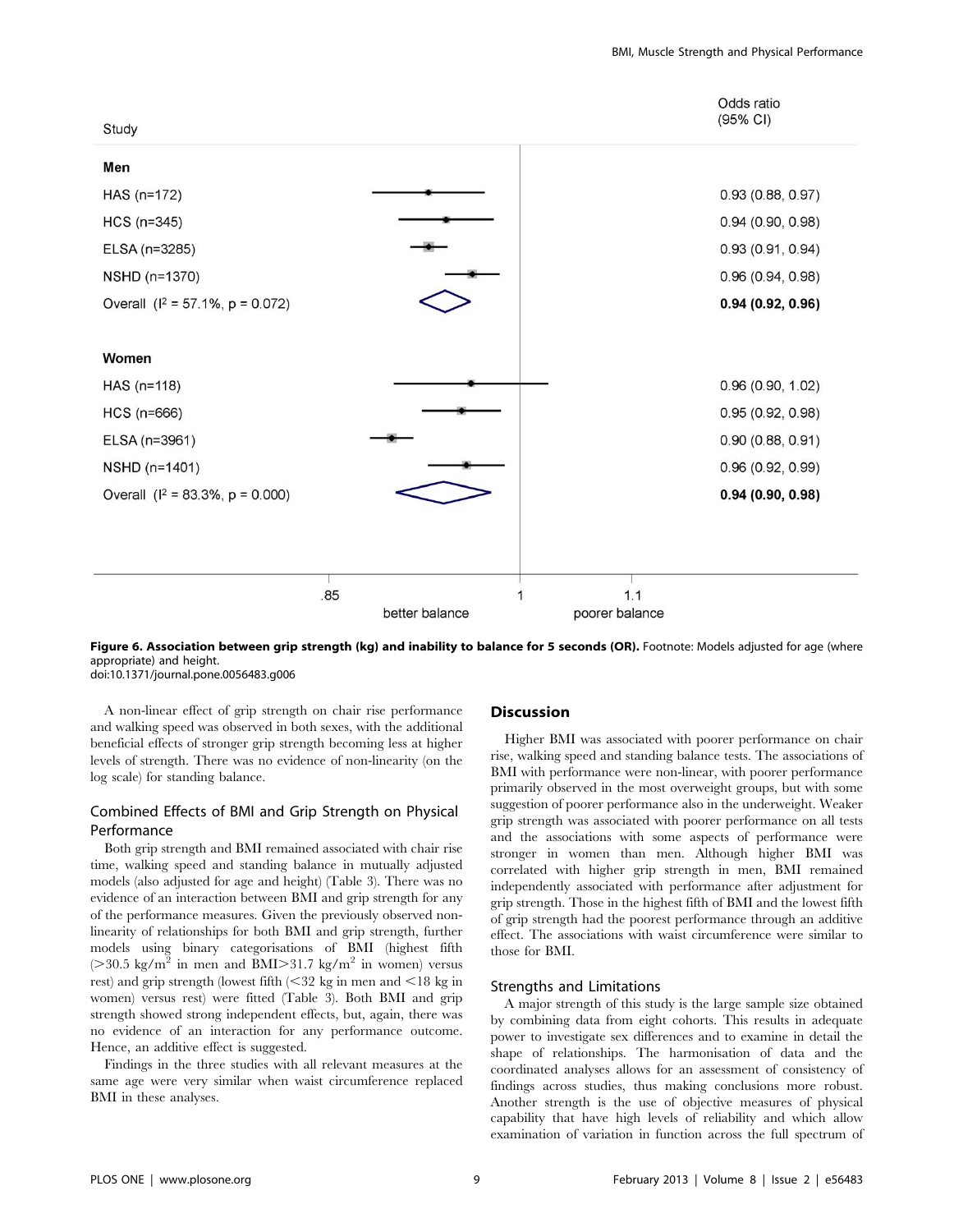| Study | Odds ratio (95% CI) |
| --- | --- |
| **Men** | |
| HAS (n=172) | 0.93 (0.88, 0.97) |
| HCS (n=345) | 0.94 (0.90, 0.98) |
| ELSA (n=3285) | 0.93 (0.91, 0.94) |
| NSHD (n=1370) | 0.96 (0.94, 0.98) |
| Overall ($I^2$ = 57.1%, p = 0.072) | **0.94 (0.92, 0.96)** |
| **Women** | |
| HAS (n=118) | 0.96 (0.90, 1.02) |
| HCS (n=666) | 0.95 (0.92, 0.98) |
| ELSA (n=3961) | 0.90 (0.88, 0.91) |
| NSHD (n=1401) | 0.96 (0.92, 0.99) |
| Overall ($I^2$ = 83.3%, p = 0.000) | **0.94 (0.90, 0.98)** |

.85 &nbsp;&nbsp; 1 &nbsp;&nbsp; 1.1

better balance &nbsp;&nbsp; poorer balance

**Figure 6. Association between grip strength (kg) and inability to balance for 5 seconds (OR).** Footnote: Models adjusted for age (where appropriate) and height.
doi:10.1371/journal.pone.0056483.g006

A non-linear effect of grip strength on chair rise performance and walking speed was observed in both sexes, with the additional beneficial effects of stronger grip strength becoming less at higher levels of strength. There was no evidence of non-linearity (on the log scale) for standing balance.

## Combined Effects of BMI and Grip Strength on Physical Performance

Both grip strength and BMI remained associated with chair rise time, walking speed and standing balance in mutually adjusted models (also adjusted for age and height) (Table 3). There was no evidence of an interaction between BMI and grip strength for any of the performance measures. Given the previously observed non-linearity of relationships for both BMI and grip strength, further models using binary categorisations of BMI (highest fifth ($>$30.5 kg/m$^2$ in men and BMI$>$31.7 kg/m$^2$ in women) versus rest) and grip strength (lowest fifth ($<$32 kg in men and $<$18 kg in women) versus rest) were fitted (Table 3). Both BMI and grip strength showed strong independent effects, but, again, there was no evidence of an interaction for any performance outcome. Hence, an additive effect is suggested.

Findings in the three studies with all relevant measures at the same age were very similar when waist circumference replaced BMI in these analyses.

## Discussion

Higher BMI was associated with poorer performance on chair rise, walking speed and standing balance tests. The associations of BMI with performance were non-linear, with poorer performance primarily observed in the most overweight groups, but with some suggestion of poorer performance also in the underweight. Weaker grip strength was associated with poorer performance on all tests and the associations with some aspects of performance were stronger in women than men. Although higher BMI was correlated with higher grip strength in men, BMI remained independently associated with performance after adjustment for grip strength. Those in the highest fifth of BMI and the lowest fifth of grip strength had the poorest performance through an additive effect. The associations with waist circumference were similar to those for BMI.

### Strengths and Limitations

A major strength of this study is the large sample size obtained by combining data from eight cohorts. This results in adequate power to investigate sex differences and to examine in detail the shape of relationships. The harmonisation of data and the coordinated analyses allows for an assessment of consistency of findings across studies, thus making conclusions more robust. Another strength is the use of objective measures of physical capability that have high levels of reliability and which allow examination of variation in function across the full spectrum of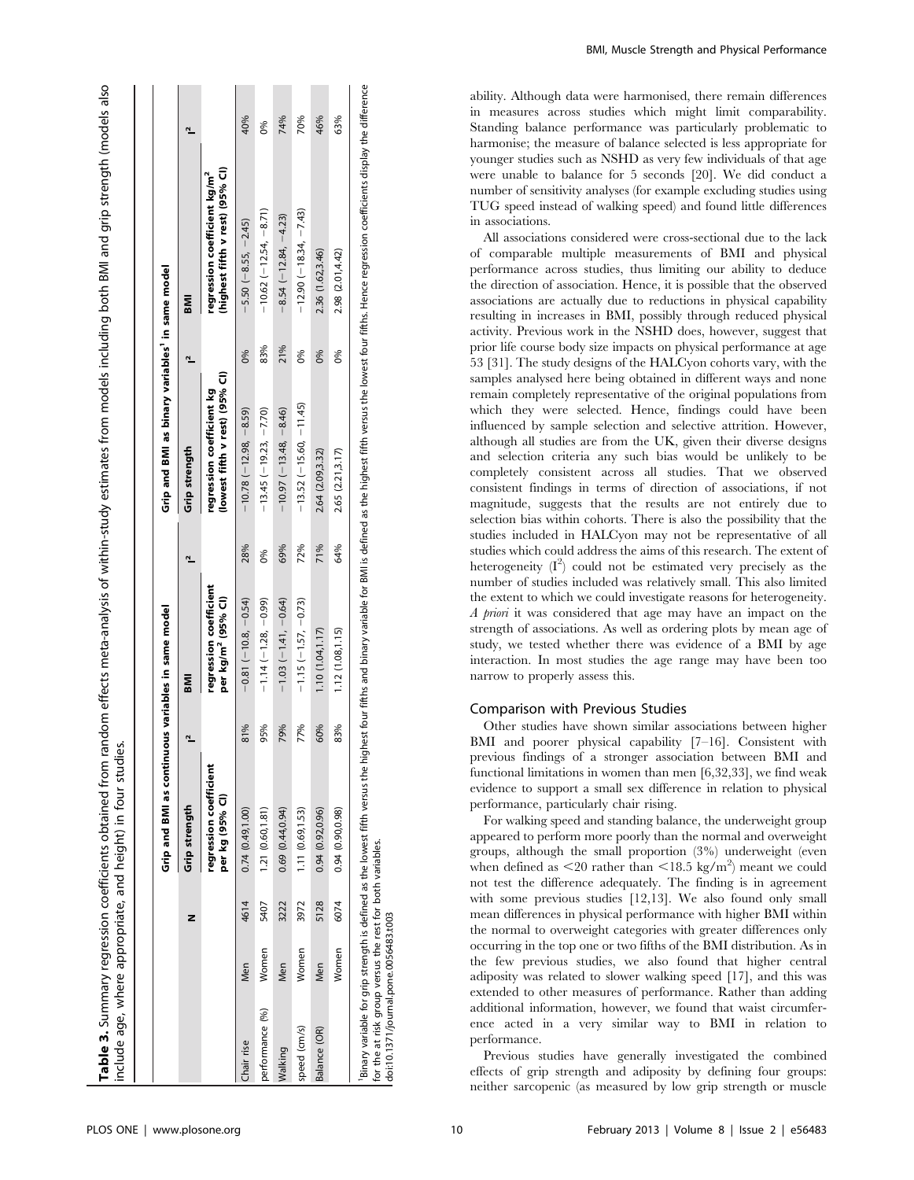**Table 3.** Summary regression coefficients obtained from random effects meta-analysis of within-study estimates from models including both BMI and grip strength (models also include age, where appropriate, and height) in four studies.

| | | | Grip and BMI as continuous variables in same model | | | | Grip and BMI as binary variables[1] in same model | | | |
|---|---|---|---|---|---|---|---|---|---|---|
| | | | Grip strength | | BMI | | Grip strength | | BMI | |
| | | N | regression coefficient per kg (95% CI) | $I^2$ | regression coefficient per kg/m$^2$ (95% CI) | $I^2$ | regression coefficient kg (lowest fifth v rest) (95% CI) | $I^2$ | regression coefficient kg/m$^2$ (highest fifth v rest) (95% CI) | $I^2$ |
| Chair rise performance (%) | Men | 4614 | 0.74 (0.49,1.00) | 81% | −0.81 (−10.8, −0.54) | 28% | −10.78 (−12.98, −8.59) | 0% | −5.50 (−8.55, −2.45) | 40% |
| | Women | 5407 | 1.21 (0.60,1.81) | 95% | −1.14 (−1.28, −0.99) | 0% | −13.45 (−19.23, −7.70) | 83% | −10.62 (−12.54, −8.71) | 0% |
| Walking speed (cm/s) | Men | 3222 | 0.69 (0.44,0.94) | 79% | −1.03 (−1.41, −0.64) | 69% | −10.97 (−13.48, −8.46) | 21% | −8.54 (−12.84, −4.23) | 74% |
| | Women | 3972 | 1.11 (0.69,1.53) | 77% | −1.15 (−1.57, −0.73) | 72% | −13.52 (−15.60, −11.45) | 0% | −12.90 (−18.34, −7.43) | 70% |
| Balance (OR) | Men | 5128 | 0.94 (0.92,0.96) | 60% | 1.10 (1.04,1.17) | 71% | 2.64 (2.09,3.32) | 0% | 2.36 (1.62,3.46) | 46% |
| | Women | 6074 | 0.94 (0.90,0.98) | 83% | 1.12 (1.08,1.15) | 64% | 2.65 (2.21,3.17) | 0% | 2.98 (2.01,4.42) | 63% |

[1]Binary variable for grip strength is defined as the lowest fifth versus the highest four fifths and binary variable for BMI is defined as the highest fifth versus the lowest four fifths. Hence regression coefficients display the difference for the at risk group versus the rest for both variables.
doi:10.1371/journal.pone.0056483.t003

ability. Although data were harmonised, there remain differences in measures across studies which might limit comparability. Standing balance performance was particularly problematic to harmonise; the measure of balance selected is less appropriate for younger studies such as NSHD as very few individuals of that age were unable to balance for 5 seconds [20]. We did conduct a number of sensitivity analyses (for example excluding studies using TUG speed instead of walking speed) and found little differences in associations.

All associations considered were cross-sectional due to the lack of comparable multiple measurements of BMI and physical performance across studies, thus limiting our ability to deduce the direction of association. Hence, it is possible that the observed associations are actually due to reductions in physical capability resulting in increases in BMI, possibly through reduced physical activity. Previous work in the NSHD does, however, suggest that prior life course body size impacts on physical performance at age 53 [31]. The study designs of the HALCyon cohorts vary, with the samples analysed here being obtained in different ways and none remain completely representative of the original populations from which they were selected. Hence, findings could have been influenced by sample selection and selective attrition. However, although all studies are from the UK, given their diverse designs and selection criteria any such bias would be unlikely to be completely consistent across all studies. That we observed consistent findings in terms of direction of associations, if not magnitude, suggests that the results are not entirely due to selection bias within cohorts. There is also the possibility that the studies included in HALCyon may not be representative of all studies which could address the aims of this research. The extent of heterogeneity ($I^2$) could not be estimated very precisely as the number of studies included was relatively small. This also limited the extent to which we could investigate reasons for heterogeneity. *A priori* it was considered that age may have an impact on the strength of associations. As well as ordering plots by mean age of study, we tested whether there was evidence of a BMI by age interaction. In most studies the age range may have been too narrow to properly assess this.

### Comparison with Previous Studies

Other studies have shown similar associations between higher BMI and poorer physical capability [7–16]. Consistent with previous findings of a stronger association between BMI and functional limitations in women than men [6,32,33], we find weak evidence to support a small sex difference in relation to physical performance, particularly chair rising.

For walking speed and standing balance, the underweight group appeared to perform more poorly than the normal and overweight groups, although the small proportion (3%) underweight (even when defined as <20 rather than <18.5 kg/m$^2$) meant we could not test the difference adequately. The finding is in agreement with some previous studies [12,13]. We also found only small mean differences in physical performance with higher BMI within the normal to overweight categories with greater differences only occurring in the top one or two fifths of the BMI distribution. As in the few previous studies, we also found that higher central adiposity was related to slower walking speed [17], and this was extended to other measures of performance. Rather than adding additional information, however, we found that waist circumference acted in a very similar way to BMI in relation to performance.

Previous studies have generally investigated the combined effects of grip strength and adiposity by defining four groups: neither sarcopenic (as measured by low grip strength or muscle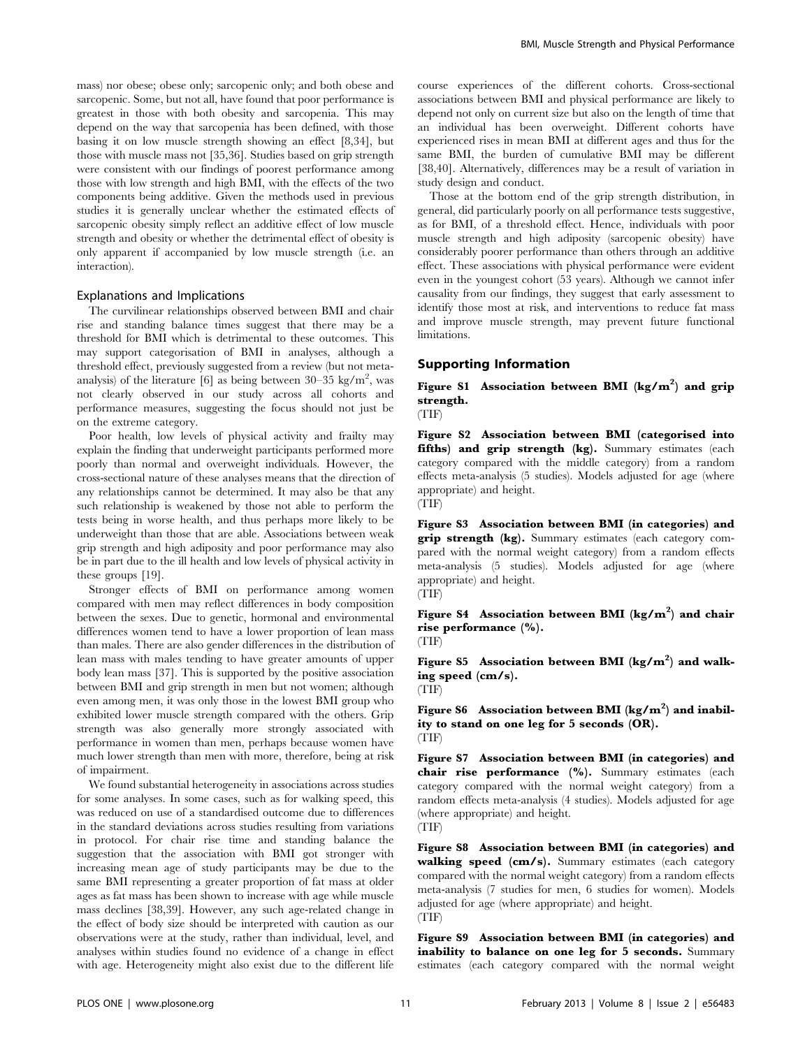mass) nor obese; obese only; sarcopenic only; and both obese and sarcopenic. Some, but not all, have found that poor performance is greatest in those with both obesity and sarcopenia. This may depend on the way that sarcopenia has been defined, with those basing it on low muscle strength showing an effect [8,34], but those with muscle mass not [35,36]. Studies based on grip strength were consistent with our findings of poorest performance among those with low strength and high BMI, with the effects of the two components being additive. Given the methods used in previous studies it is generally unclear whether the estimated effects of sarcopenic obesity simply reflect an additive effect of low muscle strength and obesity or whether the detrimental effect of obesity is only apparent if accompanied by low muscle strength (i.e. an interaction).

### Explanations and Implications

The curvilinear relationships observed between BMI and chair rise and standing balance times suggest that there may be a threshold for BMI which is detrimental to these outcomes. This may support categorisation of BMI in analyses, although a threshold effect, previously suggested from a review (but not meta-analysis) of the literature [6] as being between 30–35 kg/m$^2$, was not clearly observed in our study across all cohorts and performance measures, suggesting the focus should not just be on the extreme category.

Poor health, low levels of physical activity and frailty may explain the finding that underweight participants performed more poorly than normal and overweight individuals. However, the cross-sectional nature of these analyses means that the direction of any relationships cannot be determined. It may also be that any such relationship is weakened by those not able to perform the tests being in worse health, and thus perhaps more likely to be underweight than those that are able. Associations between weak grip strength and high adiposity and poor performance may also be in part due to the ill health and low levels of physical activity in these groups [19].

Stronger effects of BMI on performance among women compared with men may reflect differences in body composition between the sexes. Due to genetic, hormonal and environmental differences women tend to have a lower proportion of lean mass than males. There are also gender differences in the distribution of lean mass with males tending to have greater amounts of upper body lean mass [37]. This is supported by the positive association between BMI and grip strength in men but not women; although even among men, it was only those in the lowest BMI group who exhibited lower muscle strength compared with the others. Grip strength was also generally more strongly associated with performance in women than men, perhaps because women have much lower strength than men with more, therefore, being at risk of impairment.

We found substantial heterogeneity in associations across studies for some analyses. In some cases, such as for walking speed, this was reduced on use of a standardised outcome due to differences in the standard deviations across studies resulting from variations in protocol. For chair rise time and standing balance the suggestion that the association with BMI got stronger with increasing mean age of study participants may be due to the same BMI representing a greater proportion of fat mass at older ages as fat mass has been shown to increase with age while muscle mass declines [38,39]. However, any such age-related change in the effect of body size should be interpreted with caution as our observations were at the study, rather than individual, level, and analyses within studies found no evidence of a change in effect with age. Heterogeneity might also exist due to the different life course experiences of the different cohorts. Cross-sectional associations between BMI and physical performance are likely to depend not only on current size but also on the length of time that an individual has been overweight. Different cohorts have experienced rises in mean BMI at different ages and thus for the same BMI, the burden of cumulative BMI may be different [38,40]. Alternatively, differences may be a result of variation in study design and conduct.

Those at the bottom end of the grip strength distribution, in general, did particularly poorly on all performance tests suggestive, as for BMI, of a threshold effect. Hence, individuals with poor muscle strength and high adiposity (sarcopenic obesity) have considerably poorer performance than others through an additive effect. These associations with physical performance were evident even in the youngest cohort (53 years). Although we cannot infer causality from our findings, they suggest that early assessment to identify those most at risk, and interventions to reduce fat mass and improve muscle strength, may prevent future functional limitations.

## Supporting Information

**Figure S1 Association between BMI (kg/m$^2$) and grip strength.**
(TIF)

**Figure S2 Association between BMI (categorised into fifths) and grip strength (kg).** Summary estimates (each category compared with the middle category) from a random effects meta-analysis (5 studies). Models adjusted for age (where appropriate) and height.
(TIF)

**Figure S3 Association between BMI (in categories) and grip strength (kg).** Summary estimates (each category compared with the normal weight category) from a random effects meta-analysis (5 studies). Models adjusted for age (where appropriate) and height.
(TIF)

**Figure S4 Association between BMI (kg/m$^2$) and chair rise performance (%).**
(TIF)

**Figure S5 Association between BMI (kg/m$^2$) and walking speed (cm/s).**
(TIF)

**Figure S6 Association between BMI (kg/m$^2$) and inability to stand on one leg for 5 seconds (OR).**
(TIF)

**Figure S7 Association between BMI (in categories) and chair rise performance (%).** Summary estimates (each category compared with the normal weight category) from a random effects meta-analysis (4 studies). Models adjusted for age (where appropriate) and height.
(TIF)

**Figure S8 Association between BMI (in categories) and walking speed (cm/s).** Summary estimates (each category compared with the normal weight category) from a random effects meta-analysis (7 studies for men, 6 studies for women). Models adjusted for age (where appropriate) and height.
(TIF)

**Figure S9 Association between BMI (in categories) and inability to balance on one leg for 5 seconds.** Summary estimates (each category compared with the normal weight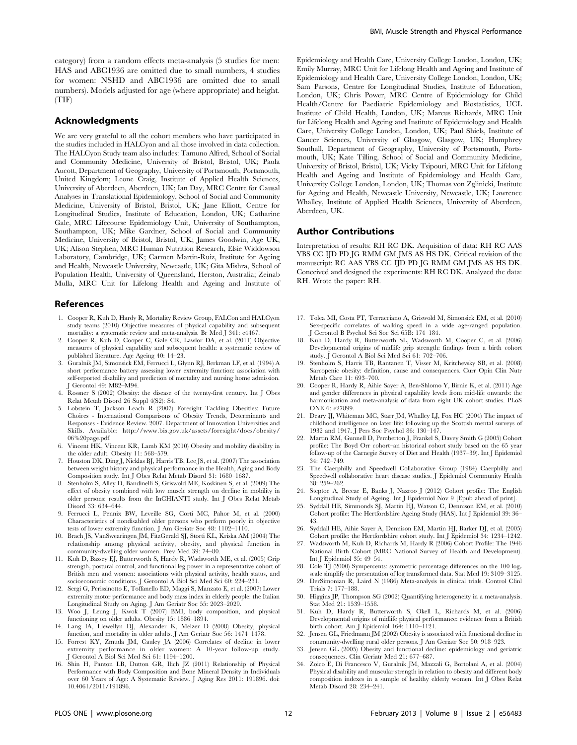category) from a random effects meta-analysis (5 studies for men: HAS and ABC1936 are omitted due to small numbers, 4 studies for women: NSHD and ABC1936 are omitted due to small numbers). Models adjusted for age (where appropriate) and height. (TIF)

## Acknowledgments

We are very grateful to all the cohort members who have participated in the studies included in HALCyon and all those involved in data collection. The HALCyon Study team also includes: Tamuno Alfred, School of Social and Community Medicine, University of Bristol, Bristol, UK; Paula Aucott, Department of Geography, University of Portsmouth, Portsmouth, United Kingdom; Leone Craig, Institute of Applied Health Sciences, University of Aberdeen, Aberdeen, UK; Ian Day, MRC Centre for Causal Analyses in Translational Epidemiology, School of Social and Community Medicine, University of Bristol, Bristol, UK; Jane Elliott, Centre for Longitudinal Studies, Institute of Education, London, UK; Catharine Gale, MRC Lifecourse Epidemiology Unit, University of Southampton, Southampton, UK; Mike Gardner, School of Social and Community Medicine, University of Bristol, Bristol, UK; James Goodwin, Age UK, UK; Alison Stephen, MRC Human Nutrition Research, Elsie Widdowson Laboratory, Cambridge, UK; Carmen Martin-Ruiz, Institute for Ageing and Health, Newcastle University, Newcastle, UK; Gita Mishra, School of Population Health, University of Queensland, Herston, Australia; Zeinab Mulla, MRC Unit for Lifelong Health and Ageing and Institute of Epidemiology and Health Care, University College London, London, UK; Emily Murray, MRC Unit for Lifelong Health and Ageing and Institute of Epidemiology and Health Care, University College London, London, UK; Sam Parsons, Centre for Longitudinal Studies, Institute of Education, London, UK; Chris Power, MRC Centre of Epidemiology for Child Health/Centre for Paediatric Epidemiology and Biostatistics, UCL Institute of Child Health, London, UK; Marcus Richards, MRC Unit for Lifelong Health and Ageing and Institute of Epidemiology and Health Care, University College London, London, UK; Paul Shiels, Institute of Cancer Sciences, University of Glasgow, Glasgow, UK; Humphrey Southall, Department of Geography, University of Portsmouth, Portsmouth, UK; Kate Tilling, School of Social and Community Medicine, University of Bristol, Bristol, UK; Vicky Tsipouri, MRC Unit for Lifelong Health and Ageing and Institute of Epidemiology and Health Care, University College London, London, UK; Thomas von Zglinicki, Institute for Ageing and Health, Newcastle University, Newcastle, UK; Lawrence Whalley, Institute of Applied Health Sciences, University of Aberdeen, Aberdeen, UK.

## Author Contributions

Interpretation of results: RH RC DK. Acquisition of data: RH RC AAS YBS CC IJD PD JG RMM GM JMS AS HS DK. Critical revision of the manuscript: RC AAS YBS CC IJD PD JG RMM GM JMS AS HS DK. Conceived and designed the experiments: RH RC DK. Analyzed the data: RH. Wrote the paper: RH.

## References

1. Cooper R, Kuh D, Hardy R, Mortality Review Group, FALCon and HALCyon study teams (2010) Objective measures of physical capability and subsequent mortality: a systematic review and meta-analysis. Br Med J 341: c4467.
2. Cooper R, Kuh D, Cooper C, Gale CR, Lawlor DA, et al. (2011) Objective measures of physical capability and subsequent health: a systematic review of published literature. Age Ageing 40: 14–23.
3. Guralnik JM, Simonsick EM, Ferrucci L, Glynn RJ, Berkman LF, et al. (1994) A short performance battery assessing lower extremity function: association with self-reported disability and prediction of mortality and nursing home admission. J Gerontol 49: M82–M94.
4. Rossner S (2002) Obesity: the disease of the twenty-first century. Int J Obes Relat Metab Disord 26 Suppl 4(S2): S4.
5. Lobstein T, Jackson Leach R (2007) Foresight Tackling Obesities: Future Choices - International Comparisons of Obesity Trends, Determinants and Responses - Evidence Review. 2007. Department of Innovation Universities and Skills. Available: http://www.bis.gov.uk/assets/foresight/docs/obesity/06%20page.pdf.
6. Vincent HK, Vincent KR, Lamb KM (2010) Obesity and mobility disability in the older adult. Obesity 11: 568–579.
7. Houston DK, Ding J, Nicklas BJ, Harris TB, Lee JS, et al. (2007) The association between weight history and physical performance in the Health, Aging and Body Composition study. Int J Obes Relat Metab Disord 31: 1680–1687.
8. Stenholm S, Alley D, Bandinelli S, Griswold ME, Koskinen S, et al. (2009) The effect of obesity combined with low muscle strength on decline in mobility in older persons: results from the InCHIANTI study. Int J Obes Relat Metab Disord 33: 634–644.
9. Ferrucci L, Pennix BW, Leveille SG, Corti MC, Pahor M, et al. (2000) Characteristics of nondisabled older persons who perform poorly in objective tests of lower extremity function. J Am Geriatr Soc 48: 1102–1110.
10. Brach JS, VanSwearingen JM, FitzGerald SJ, Storti KL, Kriska AM (2004) The relationship among physical activity, obesity, and physical function in community-dwelling older women. Prev Med 39: 74–80.
11. Kuh D, Bassey EJ, Butterworth S, Hardy R, Wadsworth ME, et al. (2005) Grip strength, postural control, and functional leg power in a representative cohort of British men and women: associations with physical activity, health status, and socioeconomic conditions. J Gerontol A Biol Sci Med Sci 60: 224–231.
12. Sergi G, Perissinotto E, Toffanello ED, Maggi S, Manzato E, et al. (2007) Lower extremity motor performance and body mass index in elderly people: the Italian Longitudinal Study on Aging. J Am Geriatr Soc 55: 2023–2029.
13. Woo J, Leung J, Kwok T (2007) BMI, body composition, and physical functioning on older adults. Obesity 15: 1886–1894.
14. Lang IA, Llewellyn DJ, Alexander K, Melzer D (2008) Obesity, physical function, and mortality in older adults. J Am Geriatr Soc 56: 1474–1478.
15. Forrest KY, Zmuda JM, Cauley JA (2006) Correlates of decline in lower extremity performance in older women: A 10-year follow-up study. J Gerontol A Biol Sci Med Sci 61: 1194–1200.
16. Shin H, Panton LB, Dutton GR, Ilich JZ (2011) Relationship of Physical Performance with Body Composition and Bone Mineral Density in Individuals over 60 Years of Age: A Systematic Review. J Aging Res 2011: 191896. doi: 10.4061/2011/191896.
17. Tolea MI, Costa PT, Terracciano A, Griswold M, Simonsick EM, et al. (2010) Sex-specific correlates of walking speed in a wide age-ranged population. J Gerontol B Psychol Sci Soc Sci 65B: 174–184.
18. Kuh D, Hardy R, Butterworth SL, Wadsworth M, Cooper C, et al. (2006) Developmental origins of midlife grip strength: findings from a birth cohort study. J Gerontol A Biol Sci Med Sci 61: 702–706.
19. Stenholm S, Harris TB, Rantanen T, Visser M, Kritchevsky SB, et al. (2008) Sarcopenic obesity: definition, cause and consequences. Curr Opin Clin Nutr Metab Care 11: 693–700.
20. Cooper R, Hardy R, Aihie Sayer A, Ben-Shlomo Y, Birnie K, et al. (2011) Age and gender differences in physical capability levels from mid-life onwards: the harmonisation and meta-analysis of data from eight UK cohort studies. PLoS ONE 6: e27899.
21. Deary IJ, Whiteman MC, Starr JM, Whalley LJ, Fox HC (2004) The impact of childhood intelligence on later life: following up the Scottish mental surveys of 1932 and 1947. J Pers Soc Psychol 86: 130–147.
22. Martin RM, Gunnell D, Pemberton J, Frankel S, Davey Smith G (2005) Cohort profile: The Boyd Orr cohort–an historical cohort study based on the 65 year follow-up of the Carnegie Survey of Diet and Health (1937–39). Int J Epidemiol 34: 742–749.
23. The Caerphilly and Speedwell Collaborative Group (1984) Caerphilly and Speedwell collaborative heart disease studies. J Epidemiol Community Health 38: 259–262.
24. Steptoe A, Breeze E, Banks J, Nazroo J (2012) Cohort profile: The English Longitudinal Study of Ageing. Int J Epidemiol Nov 9 [Epub ahead of print].
25. Syddall HE, Simmonds SJ, Martin HJ, Watson C, Dennison EM, et al. (2010) Cohort profile: The Hertfordshire Ageing Study (HAS). Int J Epidemiol 39: 36–43.
26. Syddall HE, Aihie Sayer A, Dennison EM, Martin HJ, Barker DJ, et al. (2005) Cohort profile: the Hertfordshire cohort study. Int J Epidemiol 34: 1234–1242.
27. Wadsworth M, Kuh D, Richards M, Hardy R (2006) Cohort Profile: The 1946 National Birth Cohort (MRC National Survey of Health and Development). Int J Epidemiol 35: 49–54.
28. Cole TJ (2000) Sympercents: symmetric percentage differences on the 100 $\log_e$ scale simplify the presentation of log transformed data. Stat Med 19: 3109–3125.
29. DerSimonian R, Laird N (1986) Meta-analysis in clinical trials. Control Clinl Trials 7: 177–188.
30. Higgins JP, Thompson SG (2002) Quantifying heterogeneity in a meta-analysis. Stat Med 21: 1539–1558.
31. Kuh D, Hardy R, Butterworth S, Okell L, Richards M, et al. (2006) Developmental origins of midlife physical performance: evidence from a British birth cohort. Am J Epidemiol 164: 1110–1121.
32. Jensen GL, Friedmann JM (2002) Obesity is associated with functional decline in community-dwelling rural older persons. J Am Geriatr Soc 50: 918–923.
33. Jensen GL (2005) Obesity and functional decline: epidemiology and geriatric consequences. Clin Geriatr Med 21: 677–687.
34. Zoico E, Di Francesco V, Guralnik JM, Mazzali G, Bortolani A, et al. (2004) Physical disability and muscular strength in relation to obesity and different body composition indexes in a sample of healthy elderly women. Int J Obes Relat Metab Disord 28: 234–241.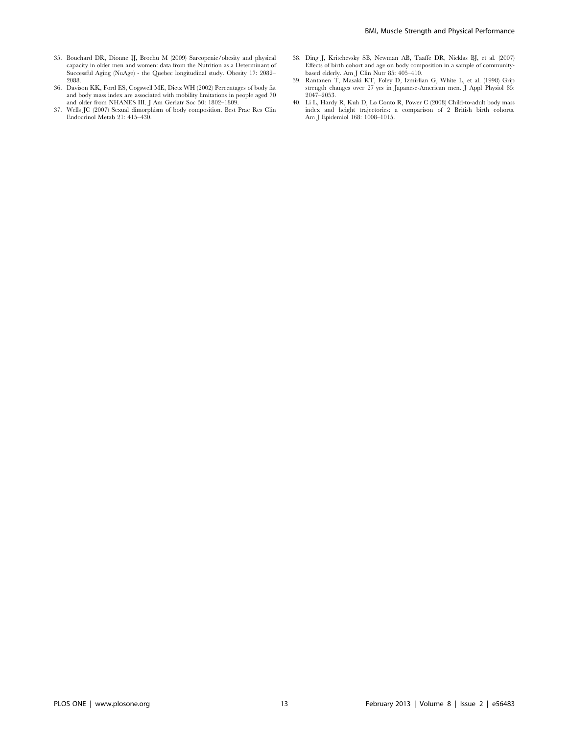35. Bouchard DR, Dionne IJ, Brochu M (2009) Sarcopenic/obesity and physical capacity in older men and women: data from the Nutrition as a Determinant of Successful Aging (NuAge) - the Quebec longitudinal study. Obesity 17: 2082–2088.
36. Davison KK, Ford ES, Cogswell ME, Dietz WH (2002) Percentages of body fat and body mass index are associated with mobility limitations in people aged 70 and older from NHANES III. J Am Geriatr Soc 50: 1802–1809.
37. Wells JC (2007) Sexual dimorphism of body composition. Best Prac Res Clin Endocrinol Metab 21: 415–430.
38. Ding J, Kritchevsky SB, Newman AB, Taaffe DR, Nicklas BJ, et al. (2007) Effects of birth cohort and age on body composition in a sample of community-based elderly. Am J Clin Nutr 85: 405–410.
39. Rantanen T, Masaki KT, Foley D, Izmirlian G, White L, et al. (1998) Grip strength changes over 27 yrs in Japanese-American men. J Appl Physiol 85: 2047–2053.
40. Li L, Hardy R, Kuh D, Lo Conto R, Power C (2008) Child-to-adult body mass index and height trajectories: a comparison of 2 British birth cohorts. Am J Epidemiol 168: 1008–1015.